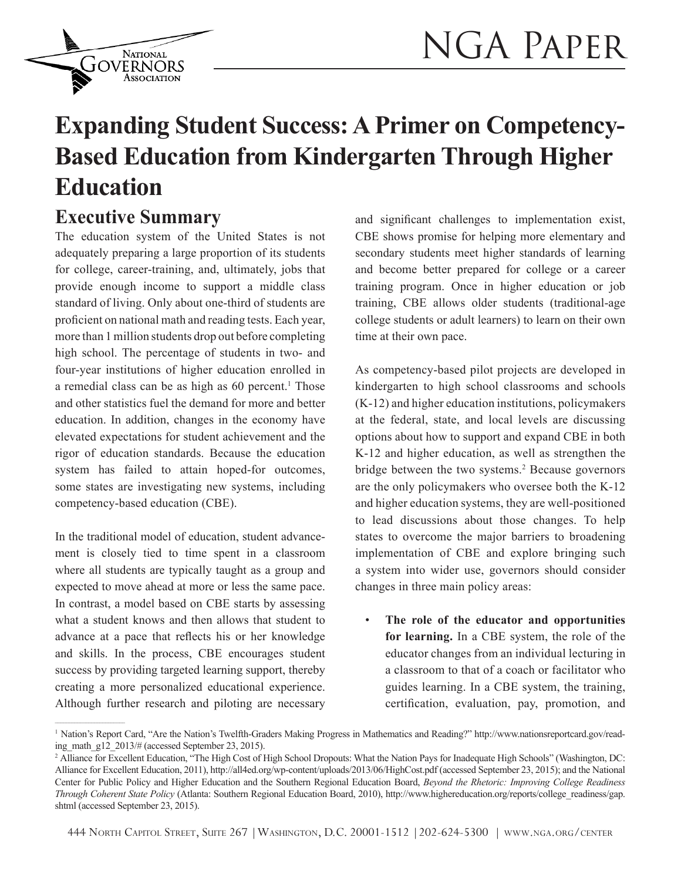# Expanding Student Success: A Primer on Competency-Based Education from Kindergarten Through Higher Education

## Executive Summary

The education system of the United States is not adequately preparing a large proportion of its students for college, career-training, and, ultimately, jobs that provide enough income to support a middle class standard of living. Only about one-third of students are proficient on national math and reading tests. Each year, more than 1 million students drop out before completing high school. The percentage of students in two- and four-year institutions of higher education enrolled in a remedial class can be as high as 60 percent.[1] Those and other statistics fuel the demand for more and better education. In addition, changes in the economy have elevated expectations for student achievement and the rigor of education standards. Because the education system has failed to attain hoped-for outcomes, some states are investigating new systems, including competency-based education (CBE).

In the traditional model of education, student advancement is closely tied to time spent in a classroom where all students are typically taught as a group and expected to move ahead at more or less the same pace. In contrast, a model based on CBE starts by assessing what a student knows and then allows that student to advance at a pace that reflects his or her knowledge and skills. In the process, CBE encourages student success by providing targeted learning support, thereby creating a more personalized educational experience. Although further research and piloting are necessary and significant challenges to implementation exist, CBE shows promise for helping more elementary and secondary students meet higher standards of learning and become better prepared for college or a career training program. Once in higher education or job training, CBE allows older students (traditional-age college students or adult learners) to learn on their own time at their own pace.

As competency-based pilot projects are developed in kindergarten to high school classrooms and schools (K-12) and higher education institutions, policymakers at the federal, state, and local levels are discussing options about how to support and expand CBE in both K-12 and higher education, as well as strengthen the bridge between the two systems.[2] Because governors are the only policymakers who oversee both the K-12 and higher education systems, they are well-positioned to lead discussions about those changes. To help states to overcome the major barriers to broadening implementation of CBE and explore bringing such a system into wider use, governors should consider changes in three main policy areas:

- **The role of the educator and opportunities for learning.** In a CBE system, the role of the educator changes from an individual lecturing in a classroom to that of a coach or facilitator who guides learning. In a CBE system, the training, certification, evaluation, pay, promotion, and

---

[1] Nation's Report Card, "Are the Nation's Twelfth-Graders Making Progress in Mathematics and Reading?" http://www.nationsreportcard.gov/reading_math_g12_2013/# (accessed September 23, 2015).

[2] Alliance for Excellent Education, "The High Cost of High School Dropouts: What the Nation Pays for Inadequate High Schools" (Washington, DC: Alliance for Excellent Education, 2011), http://all4ed.org/wp-content/uploads/2013/06/HighCost.pdf (accessed September 23, 2015); and the National Center for Public Policy and Higher Education and the Southern Regional Education Board, *Beyond the Rhetoric: Improving College Readiness Through Coherent State Policy* (Atlanta: Southern Regional Education Board, 2010), http://www.highereducation.org/reports/college_readiness/gap.shtml (accessed September 23, 2015).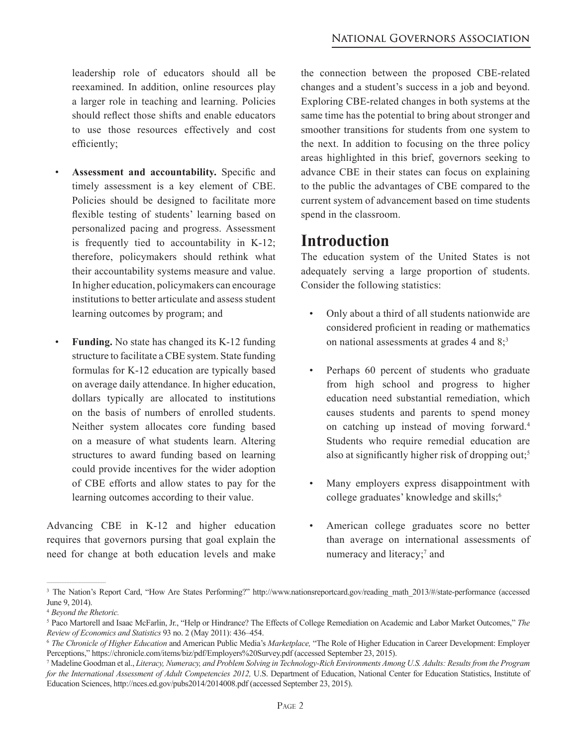leadership role of educators should all be reexamined. In addition, online resources play a larger role in teaching and learning. Policies should reflect those shifts and enable educators to use those resources effectively and cost efficiently;

- **Assessment and accountability.** Specific and timely assessment is a key element of CBE. Policies should be designed to facilitate more flexible testing of students' learning based on personalized pacing and progress. Assessment is frequently tied to accountability in K-12; therefore, policymakers should rethink what their accountability systems measure and value. In higher education, policymakers can encourage institutions to better articulate and assess student learning outcomes by program; and

- **Funding.** No state has changed its K-12 funding structure to facilitate a CBE system. State funding formulas for K-12 education are typically based on average daily attendance. In higher education, dollars typically are allocated to institutions on the basis of numbers of enrolled students. Neither system allocates core funding based on a measure of what students learn. Altering structures to award funding based on learning could provide incentives for the wider adoption of CBE efforts and allow states to pay for the learning outcomes according to their value.

Advancing CBE in K-12 and higher education requires that governors pursing that goal explain the need for change at both education levels and make the connection between the proposed CBE-related changes and a student's success in a job and beyond. Exploring CBE-related changes in both systems at the same time has the potential to bring about stronger and smoother transitions for students from one system to the next. In addition to focusing on the three policy areas highlighted in this brief, governors seeking to advance CBE in their states can focus on explaining to the public the advantages of CBE compared to the current system of advancement based on time students spend in the classroom.

# Introduction

The education system of the United States is not adequately serving a large proportion of students. Consider the following statistics:

- Only about a third of all students nationwide are considered proficient in reading or mathematics on national assessments at grades 4 and 8;[3]

- Perhaps 60 percent of students who graduate from high school and progress to higher education need substantial remediation, which causes students and parents to spend money on catching up instead of moving forward.[4] Students who require remedial education are also at significantly higher risk of dropping out;[5]

- Many employers express disappointment with college graduates' knowledge and skills;[6]

- American college graduates score no better than average on international assessments of numeracy and literacy;[7] and

---

[3] The Nation's Report Card, "How Are States Performing?" http://www.nationsreportcard.gov/reading_math_2013/#/state-performance (accessed June 9, 2014).

[4] *Beyond the Rhetoric.*

[5] Paco Martorell and Isaac McFarlin, Jr., "Help or Hindrance? The Effects of College Remediation on Academic and Labor Market Outcomes," *The Review of Economics and Statistics* 93 no. 2 (May 2011): 436–454.

[6] *The Chronicle of Higher Education* and American Public Media's *Marketplace,* "The Role of Higher Education in Career Development: Employer Perceptions," https://chronicle.com/items/biz/pdf/Employers%20Survey.pdf (accessed September 23, 2015).

[7] Madeline Goodman et al., *Literacy, Numeracy, and Problem Solving in Technology-Rich Environments Among U.S. Adults: Results from the Program for the International Assessment of Adult Competencies 2012,* U.S. Department of Education, National Center for Education Statistics, Institute of Education Sciences, http://nces.ed.gov/pubs2014/2014008.pdf (accessed September 23, 2015).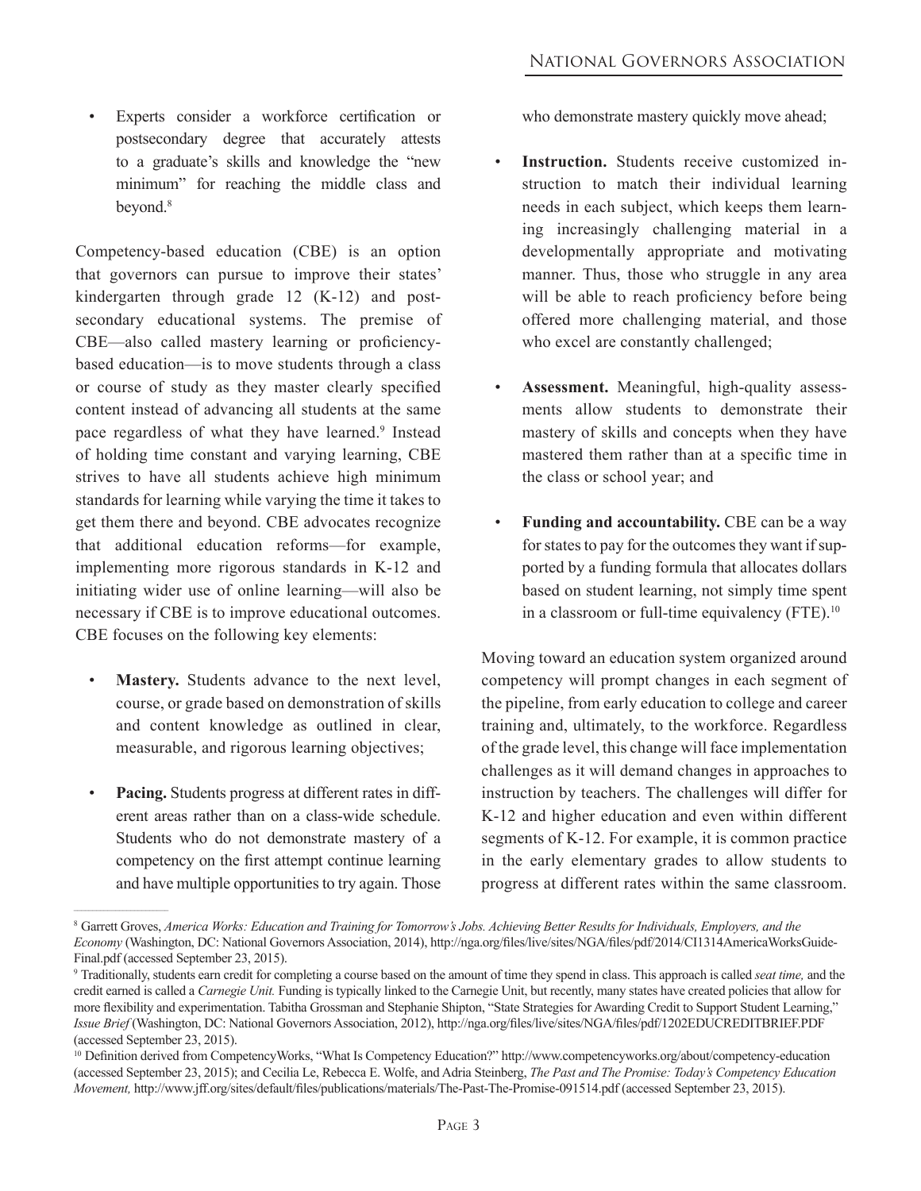- Experts consider a workforce certification or postsecondary degree that accurately attests to a graduate's skills and knowledge the "new minimum" for reaching the middle class and beyond.[8]

Competency-based education (CBE) is an option that governors can pursue to improve their states' kindergarten through grade 12 (K-12) and postsecondary educational systems. The premise of CBE—also called mastery learning or proficiency-based education—is to move students through a class or course of study as they master clearly specified content instead of advancing all students at the same pace regardless of what they have learned.[9] Instead of holding time constant and varying learning, CBE strives to have all students achieve high minimum standards for learning while varying the time it takes to get them there and beyond. CBE advocates recognize that additional education reforms—for example, implementing more rigorous standards in K-12 and initiating wider use of online learning—will also be necessary if CBE is to improve educational outcomes. CBE focuses on the following key elements:

- **Mastery.** Students advance to the next level, course, or grade based on demonstration of skills and content knowledge as outlined in clear, measurable, and rigorous learning objectives;
- **Pacing.** Students progress at different rates in different areas rather than on a class-wide schedule. Students who do not demonstrate mastery of a competency on the first attempt continue learning and have multiple opportunities to try again. Those who demonstrate mastery quickly move ahead;
- **Instruction.** Students receive customized instruction to match their individual learning needs in each subject, which keeps them learning increasingly challenging material in a developmentally appropriate and motivating manner. Thus, those who struggle in any area will be able to reach proficiency before being offered more challenging material, and those who excel are constantly challenged;
- **Assessment.** Meaningful, high-quality assessments allow students to demonstrate their mastery of skills and concepts when they have mastered them rather than at a specific time in the class or school year; and
- **Funding and accountability.** CBE can be a way for states to pay for the outcomes they want if supported by a funding formula that allocates dollars based on student learning, not simply time spent in a classroom or full-time equivalency (FTE).[10]

Moving toward an education system organized around competency will prompt changes in each segment of the pipeline, from early education to college and career training and, ultimately, to the workforce. Regardless of the grade level, this change will face implementation challenges as it will demand changes in approaches to instruction by teachers. The challenges will differ for K-12 and higher education and even within different segments of K-12. For example, it is common practice in the early elementary grades to allow students to progress at different rates within the same classroom.

---

[8] Garrett Groves, *America Works: Education and Training for Tomorrow's Jobs. Achieving Better Results for Individuals, Employers, and the Economy* (Washington, DC: National Governors Association, 2014), http://nga.org/files/live/sites/NGA/files/pdf/2014/CI1314AmericaWorksGuide-Final.pdf (accessed September 23, 2015).

[9] Traditionally, students earn credit for completing a course based on the amount of time they spend in class. This approach is called *seat time,* and the credit earned is called a *Carnegie Unit.* Funding is typically linked to the Carnegie Unit, but recently, many states have created policies that allow for more flexibility and experimentation. Tabitha Grossman and Stephanie Shipton, "State Strategies for Awarding Credit to Support Student Learning," *Issue Brief* (Washington, DC: National Governors Association, 2012), http://nga.org/files/live/sites/NGA/files/pdf/1202EDUCREDITBRIEF.PDF (accessed September 23, 2015).

[10] Definition derived from CompetencyWorks, "What Is Competency Education?" http://www.competencyworks.org/about/competency-education (accessed September 23, 2015); and Cecilia Le, Rebecca E. Wolfe, and Adria Steinberg, *The Past and The Promise: Today's Competency Education Movement,* http://www.jff.org/sites/default/files/publications/materials/The-Past-The-Promise-091514.pdf (accessed September 23, 2015).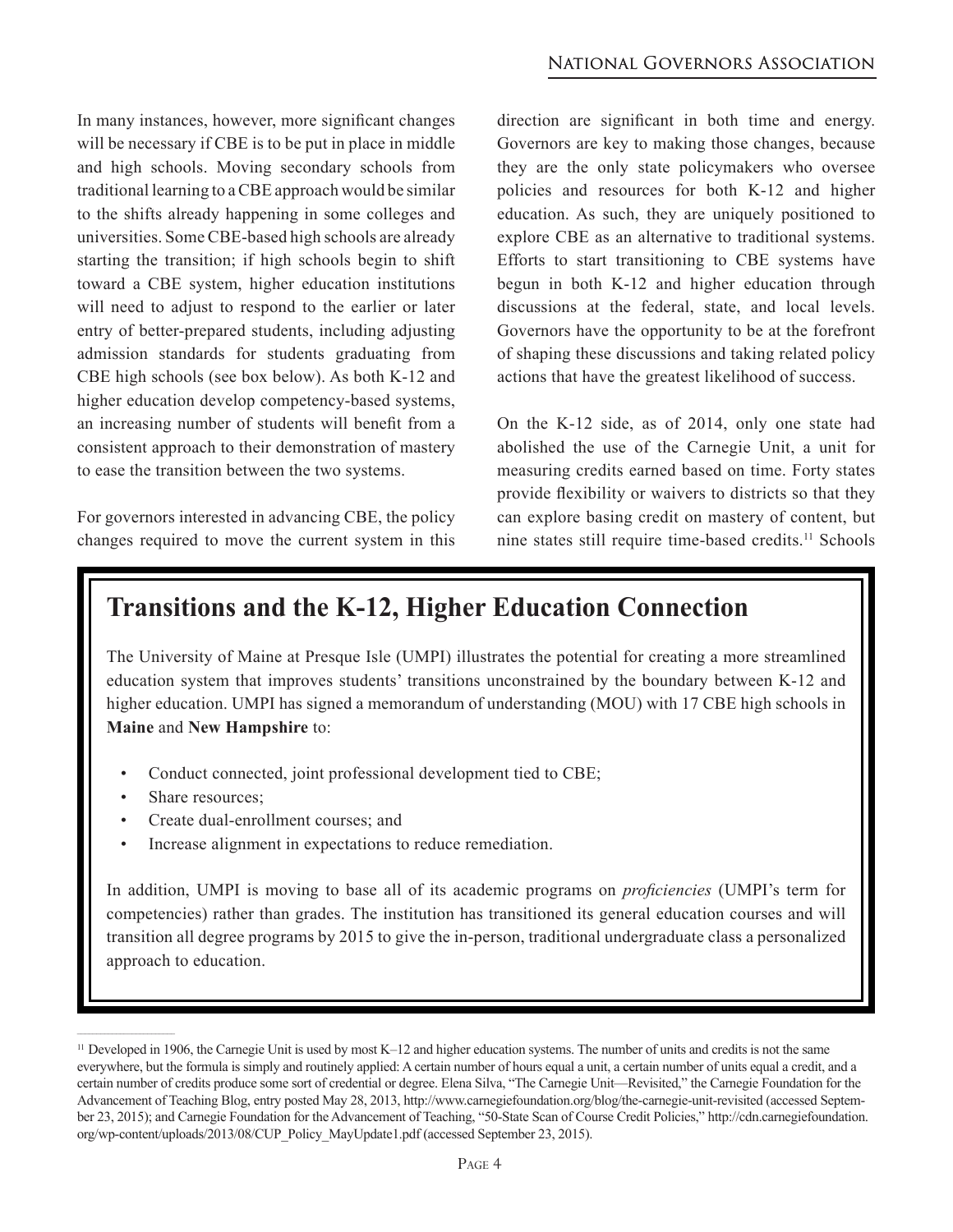In many instances, however, more significant changes will be necessary if CBE is to be put in place in middle and high schools. Moving secondary schools from traditional learning to a CBE approach would be similar to the shifts already happening in some colleges and universities. Some CBE-based high schools are already starting the transition; if high schools begin to shift toward a CBE system, higher education institutions will need to adjust to respond to the earlier or later entry of better-prepared students, including adjusting admission standards for students graduating from CBE high schools (see box below). As both K-12 and higher education develop competency-based systems, an increasing number of students will benefit from a consistent approach to their demonstration of mastery to ease the transition between the two systems.

For governors interested in advancing CBE, the policy changes required to move the current system in this direction are significant in both time and energy. Governors are key to making those changes, because they are the only state policymakers who oversee policies and resources for both K-12 and higher education. As such, they are uniquely positioned to explore CBE as an alternative to traditional systems. Efforts to start transitioning to CBE systems have begun in both K-12 and higher education through discussions at the federal, state, and local levels. Governors have the opportunity to be at the forefront of shaping these discussions and taking related policy actions that have the greatest likelihood of success.

On the K-12 side, as of 2014, only one state had abolished the use of the Carnegie Unit, a unit for measuring credits earned based on time. Forty states provide flexibility or waivers to districts so that they can explore basing credit on mastery of content, but nine states still require time-based credits.[11] Schools

## Transitions and the K-12, Higher Education Connection

The University of Maine at Presque Isle (UMPI) illustrates the potential for creating a more streamlined education system that improves students' transitions unconstrained by the boundary between K-12 and higher education. UMPI has signed a memorandum of understanding (MOU) with 17 CBE high schools in **Maine** and **New Hampshire** to:

- Conduct connected, joint professional development tied to CBE;
- Share resources;
- Create dual-enrollment courses; and
- Increase alignment in expectations to reduce remediation.

In addition, UMPI is moving to base all of its academic programs on *proficiencies* (UMPI's term for competencies) rather than grades. The institution has transitioned its general education courses and will transition all degree programs by 2015 to give the in-person, traditional undergraduate class a personalized approach to education.

---

[11] Developed in 1906, the Carnegie Unit is used by most K–12 and higher education systems. The number of units and credits is not the same everywhere, but the formula is simply and routinely applied: A certain number of hours equal a unit, a certain number of units equal a credit, and a certain number of credits produce some sort of credential or degree. Elena Silva, "The Carnegie Unit—Revisited," the Carnegie Foundation for the Advancement of Teaching Blog, entry posted May 28, 2013, http://www.carnegiefoundation.org/blog/the-carnegie-unit-revisited (accessed September 23, 2015); and Carnegie Foundation for the Advancement of Teaching, "50-State Scan of Course Credit Policies," http://cdn.carnegiefoundation.org/wp-content/uploads/2013/08/CUP_Policy_MayUpdate1.pdf (accessed September 23, 2015).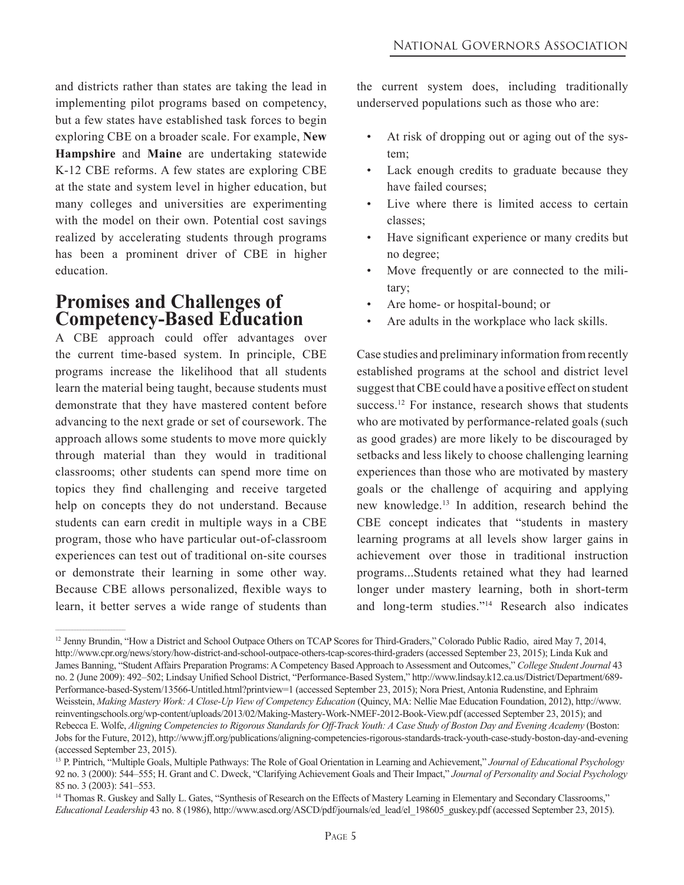and districts rather than states are taking the lead in implementing pilot programs based on competency, but a few states have established task forces to begin exploring CBE on a broader scale. For example, **New Hampshire** and **Maine** are undertaking statewide K-12 CBE reforms. A few states are exploring CBE at the state and system level in higher education, but many colleges and universities are experimenting with the model on their own. Potential cost savings realized by accelerating students through programs has been a prominent driver of CBE in higher education.

## Promises and Challenges of Competency-Based Education

A CBE approach could offer advantages over the current time-based system. In principle, CBE programs increase the likelihood that all students learn the material being taught, because students must demonstrate that they have mastered content before advancing to the next grade or set of coursework. The approach allows some students to move more quickly through material than they would in traditional classrooms; other students can spend more time on topics they find challenging and receive targeted help on concepts they do not understand. Because students can earn credit in multiple ways in a CBE program, those who have particular out-of-classroom experiences can test out of traditional on-site courses or demonstrate their learning in some other way. Because CBE allows personalized, flexible ways to learn, it better serves a wide range of students than the current system does, including traditionally underserved populations such as those who are:

- At risk of dropping out or aging out of the system;
- Lack enough credits to graduate because they have failed courses;
- Live where there is limited access to certain classes;
- Have significant experience or many credits but no degree;
- Move frequently or are connected to the military;
- Are home- or hospital-bound; or
- Are adults in the workplace who lack skills.

Case studies and preliminary information from recently established programs at the school and district level suggest that CBE could have a positive effect on student success.[12] For instance, research shows that students who are motivated by performance-related goals (such as good grades) are more likely to be discouraged by setbacks and less likely to choose challenging learning experiences than those who are motivated by mastery goals or the challenge of acquiring and applying new knowledge.[13] In addition, research behind the CBE concept indicates that "students in mastery learning programs at all levels show larger gains in achievement over those in traditional instruction programs...Students retained what they had learned longer under mastery learning, both in short-term and long-term studies."[14] Research also indicates

---

[12] Jenny Brundin, "How a District and School Outpace Others on TCAP Scores for Third-Graders," Colorado Public Radio, aired May 7, 2014, http://www.cpr.org/news/story/how-district-and-school-outpace-others-tcap-scores-third-graders (accessed September 23, 2015); Linda Kuk and James Banning, "Student Affairs Preparation Programs: A Competency Based Approach to Assessment and Outcomes," *College Student Journal* 43 no. 2 (June 2009): 492–502; Lindsay Unified School District, "Performance-Based System," http://www.lindsay.k12.ca.us/District/Department/689-Performance-based-System/13566-Untitled.html?printview=1 (accessed September 23, 2015); Nora Priest, Antonia Rudenstine, and Ephraim Weisstein, *Making Mastery Work: A Close-Up View of Competency Education* (Quincy, MA: Nellie Mae Education Foundation, 2012), http://www.reinventingschools.org/wp-content/uploads/2013/02/Making-Mastery-Work-NMEF-2012-Book-View.pdf (accessed September 23, 2015); and Rebecca E. Wolfe, *Aligning Competencies to Rigorous Standards for Off-Track Youth: A Case Study of Boston Day and Evening Academy* (Boston: Jobs for the Future, 2012), http://www.jff.org/publications/aligning-competencies-rigorous-standards-track-youth-case-study-boston-day-and-evening (accessed September 23, 2015).

[13] P. Pintrich, "Multiple Goals, Multiple Pathways: The Role of Goal Orientation in Learning and Achievement," *Journal of Educational Psychology* 92 no. 3 (2000): 544–555; H. Grant and C. Dweck, "Clarifying Achievement Goals and Their Impact," *Journal of Personality and Social Psychology* 85 no. 3 (2003): 541–553.

[14] Thomas R. Guskey and Sally L. Gates, "Synthesis of Research on the Effects of Mastery Learning in Elementary and Secondary Classrooms," *Educational Leadership* 43 no. 8 (1986), http://www.ascd.org/ASCD/pdf/journals/ed_lead/el_198605_guskey.pdf (accessed September 23, 2015).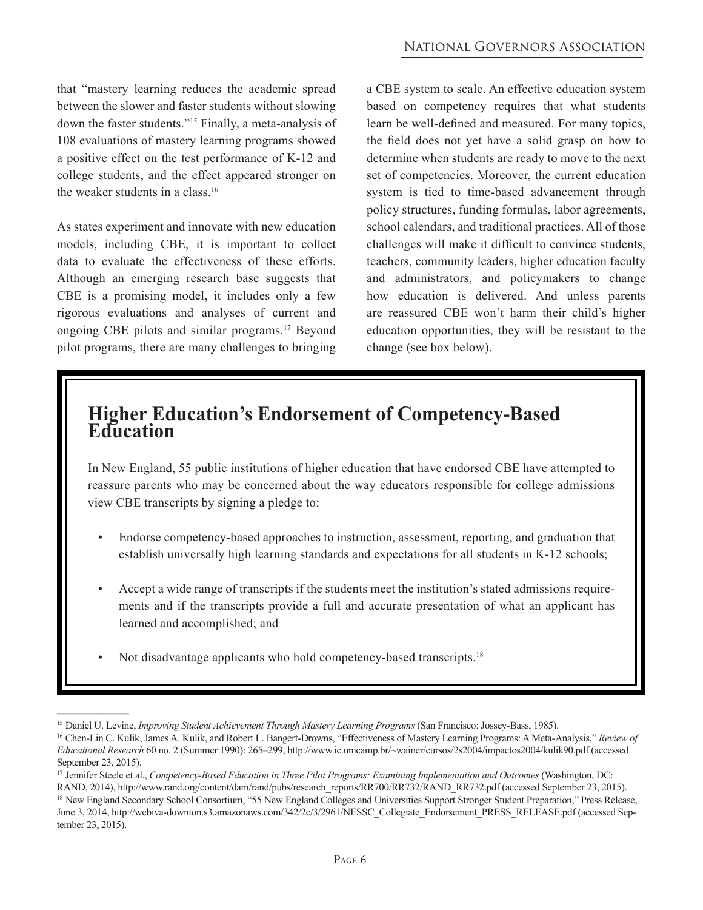that "mastery learning reduces the academic spread between the slower and faster students without slowing down the faster students."[15] Finally, a meta-analysis of 108 evaluations of mastery learning programs showed a positive effect on the test performance of K-12 and college students, and the effect appeared stronger on the weaker students in a class.[16]

As states experiment and innovate with new education models, including CBE, it is important to collect data to evaluate the effectiveness of these efforts. Although an emerging research base suggests that CBE is a promising model, it includes only a few rigorous evaluations and analyses of current and ongoing CBE pilots and similar programs.[17] Beyond pilot programs, there are many challenges to bringing a CBE system to scale. An effective education system based on competency requires that what students learn be well-defined and measured. For many topics, the field does not yet have a solid grasp on how to determine when students are ready to move to the next set of competencies. Moreover, the current education system is tied to time-based advancement through policy structures, funding formulas, labor agreements, school calendars, and traditional practices. All of those challenges will make it difficult to convince students, teachers, community leaders, higher education faculty and administrators, and policymakers to change how education is delivered. And unless parents are reassured CBE won't harm their child's higher education opportunities, they will be resistant to the change (see box below).

## Higher Education's Endorsement of Competency-Based Education

In New England, 55 public institutions of higher education that have endorsed CBE have attempted to reassure parents who may be concerned about the way educators responsible for college admissions view CBE transcripts by signing a pledge to:

- Endorse competency-based approaches to instruction, assessment, reporting, and graduation that establish universally high learning standards and expectations for all students in K-12 schools;
- Accept a wide range of transcripts if the students meet the institution's stated admissions requirements and if the transcripts provide a full and accurate presentation of what an applicant has learned and accomplished; and
- Not disadvantage applicants who hold competency-based transcripts.[18]

---

[15] Daniel U. Levine, *Improving Student Achievement Through Mastery Learning Programs* (San Francisco: Jossey-Bass, 1985).

[16] Chen-Lin C. Kulik, James A. Kulik, and Robert L. Bangert-Drowns, "Effectiveness of Mastery Learning Programs: A Meta-Analysis," *Review of Educational Research* 60 no. 2 (Summer 1990): 265–299, http://www.ic.unicamp.br/~wainer/cursos/2s2004/impactos2004/kulik90.pdf (accessed September 23, 2015).

[17] Jennifer Steele et al., *Competency-Based Education in Three Pilot Programs: Examining Implementation and Outcomes* (Washington, DC: RAND, 2014), http://www.rand.org/content/dam/rand/pubs/research_reports/RR700/RR732/RAND_RR732.pdf (accessed September 23, 2015).

[18] New England Secondary School Consortium, "55 New England Colleges and Universities Support Stronger Student Preparation," Press Release, June 3, 2014, http://webiva-downton.s3.amazonaws.com/342/2c/3/2961/NESSC_Collegiate_Endorsement_PRESS_RELEASE.pdf (accessed September 23, 2015).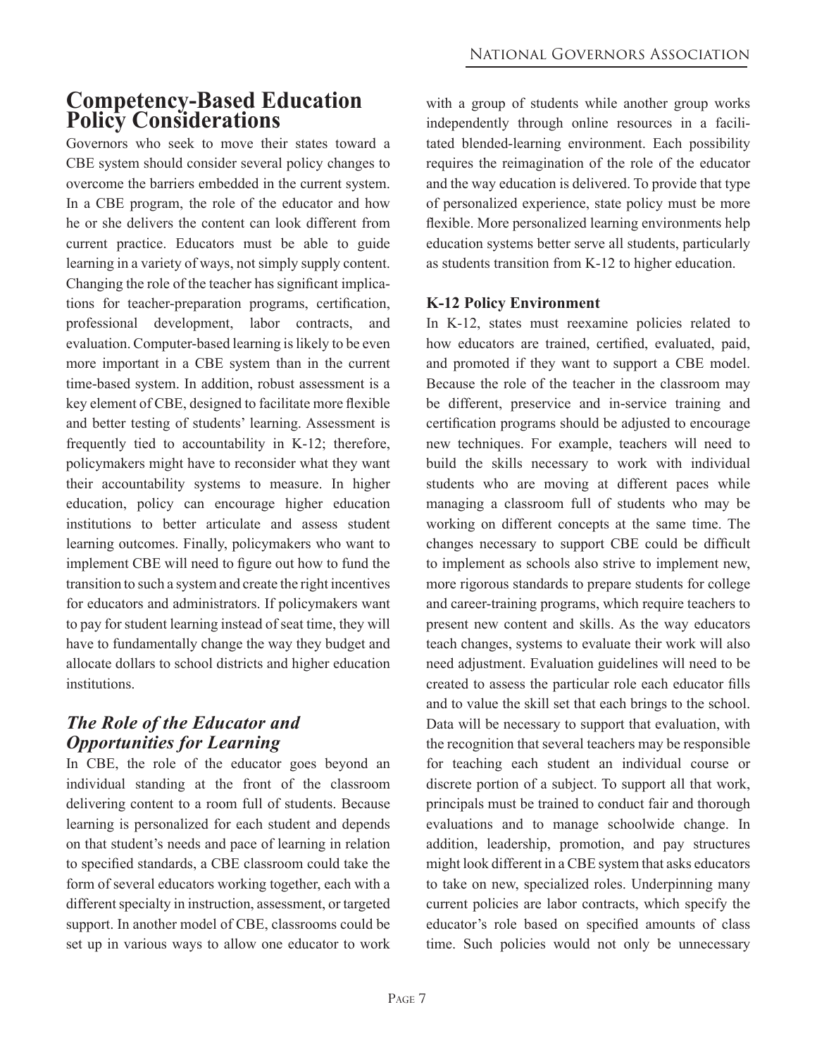## Competency-Based Education Policy Considerations

Governors who seek to move their states toward a CBE system should consider several policy changes to overcome the barriers embedded in the current system. In a CBE program, the role of the educator and how he or she delivers the content can look different from current practice. Educators must be able to guide learning in a variety of ways, not simply supply content. Changing the role of the teacher has significant implications for teacher-preparation programs, certification, professional development, labor contracts, and evaluation. Computer-based learning is likely to be even more important in a CBE system than in the current time-based system. In addition, robust assessment is a key element of CBE, designed to facilitate more flexible and better testing of students' learning. Assessment is frequently tied to accountability in K-12; therefore, policymakers might have to reconsider what they want their accountability systems to measure. In higher education, policy can encourage higher education institutions to better articulate and assess student learning outcomes. Finally, policymakers who want to implement CBE will need to figure out how to fund the transition to such a system and create the right incentives for educators and administrators. If policymakers want to pay for student learning instead of seat time, they will have to fundamentally change the way they budget and allocate dollars to school districts and higher education institutions.

### *The Role of the Educator and Opportunities for Learning*

In CBE, the role of the educator goes beyond an individual standing at the front of the classroom delivering content to a room full of students. Because learning is personalized for each student and depends on that student's needs and pace of learning in relation to specified standards, a CBE classroom could take the form of several educators working together, each with a different specialty in instruction, assessment, or targeted support. In another model of CBE, classrooms could be set up in various ways to allow one educator to work with a group of students while another group works independently through online resources in a facilitated blended-learning environment. Each possibility requires the reimagination of the role of the educator and the way education is delivered. To provide that type of personalized experience, state policy must be more flexible. More personalized learning environments help education systems better serve all students, particularly as students transition from K-12 to higher education.

#### K-12 Policy Environment

In K-12, states must reexamine policies related to how educators are trained, certified, evaluated, paid, and promoted if they want to support a CBE model. Because the role of the teacher in the classroom may be different, preservice and in-service training and certification programs should be adjusted to encourage new techniques. For example, teachers will need to build the skills necessary to work with individual students who are moving at different paces while managing a classroom full of students who may be working on different concepts at the same time. The changes necessary to support CBE could be difficult to implement as schools also strive to implement new, more rigorous standards to prepare students for college and career-training programs, which require teachers to present new content and skills. As the way educators teach changes, systems to evaluate their work will also need adjustment. Evaluation guidelines will need to be created to assess the particular role each educator fills and to value the skill set that each brings to the school. Data will be necessary to support that evaluation, with the recognition that several teachers may be responsible for teaching each student an individual course or discrete portion of a subject. To support all that work, principals must be trained to conduct fair and thorough evaluations and to manage schoolwide change. In addition, leadership, promotion, and pay structures might look different in a CBE system that asks educators to take on new, specialized roles. Underpinning many current policies are labor contracts, which specify the educator's role based on specified amounts of class time. Such policies would not only be unnecessary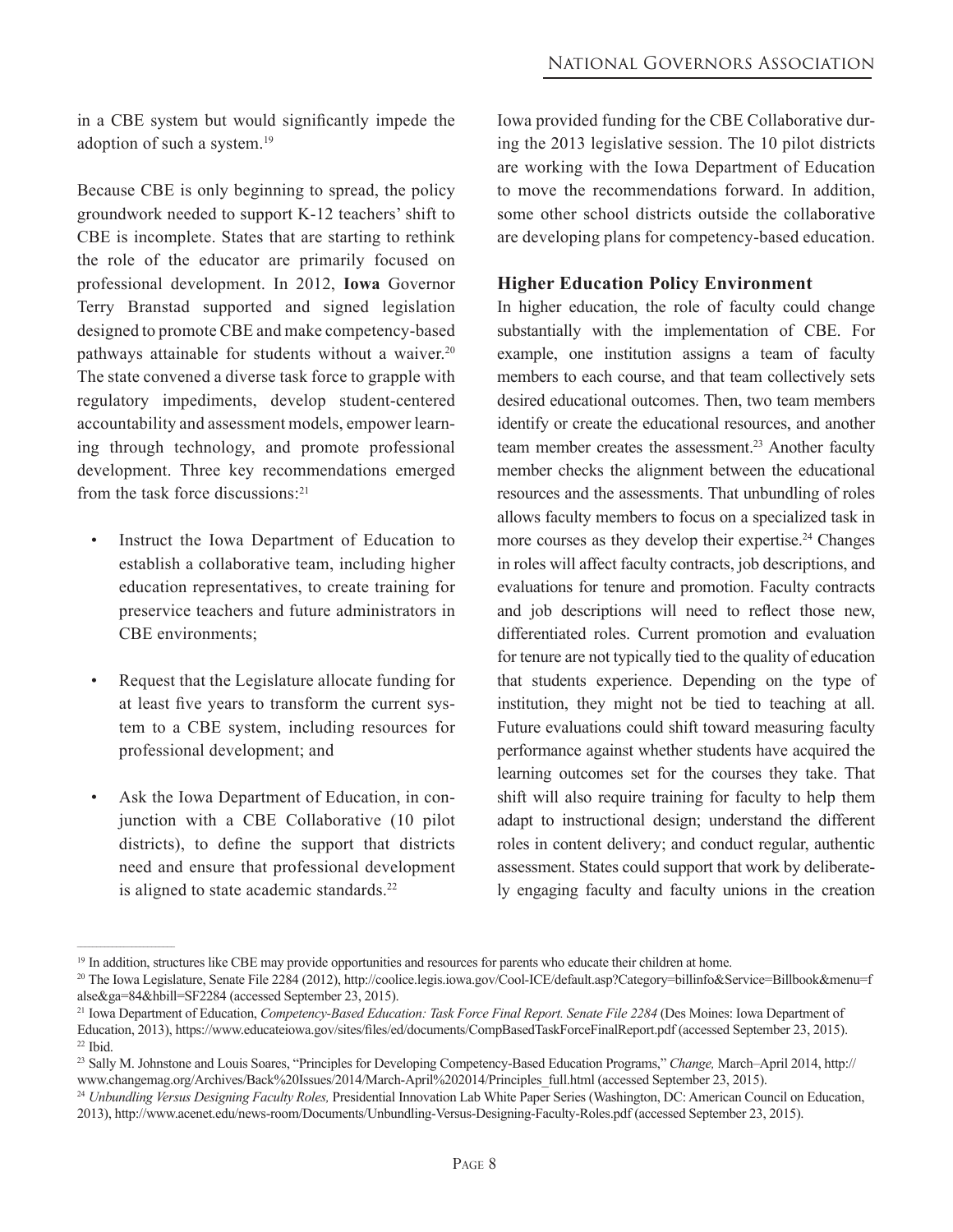in a CBE system but would significantly impede the adoption of such a system.[19]

Because CBE is only beginning to spread, the policy groundwork needed to support K-12 teachers' shift to CBE is incomplete. States that are starting to rethink the role of the educator are primarily focused on professional development. In 2012, **Iowa** Governor Terry Branstad supported and signed legislation designed to promote CBE and make competency-based pathways attainable for students without a waiver.[20] The state convened a diverse task force to grapple with regulatory impediments, develop student-centered accountability and assessment models, empower learning through technology, and promote professional development. Three key recommendations emerged from the task force discussions:[21]

- Instruct the Iowa Department of Education to establish a collaborative team, including higher education representatives, to create training for preservice teachers and future administrators in CBE environments;
- Request that the Legislature allocate funding for at least five years to transform the current system to a CBE system, including resources for professional development; and
- Ask the Iowa Department of Education, in conjunction with a CBE Collaborative (10 pilot districts), to define the support that districts need and ensure that professional development is aligned to state academic standards.[22]

Iowa provided funding for the CBE Collaborative during the 2013 legislative session. The 10 pilot districts are working with the Iowa Department of Education to move the recommendations forward. In addition, some other school districts outside the collaborative are developing plans for competency-based education.

### Higher Education Policy Environment

In higher education, the role of faculty could change substantially with the implementation of CBE. For example, one institution assigns a team of faculty members to each course, and that team collectively sets desired educational outcomes. Then, two team members identify or create the educational resources, and another team member creates the assessment.[23] Another faculty member checks the alignment between the educational resources and the assessments. That unbundling of roles allows faculty members to focus on a specialized task in more courses as they develop their expertise.[24] Changes in roles will affect faculty contracts, job descriptions, and evaluations for tenure and promotion. Faculty contracts and job descriptions will need to reflect those new, differentiated roles. Current promotion and evaluation for tenure are not typically tied to the quality of education that students experience. Depending on the type of institution, they might not be tied to teaching at all. Future evaluations could shift toward measuring faculty performance against whether students have acquired the learning outcomes set for the courses they take. That shift will also require training for faculty to help them adapt to instructional design; understand the different roles in content delivery; and conduct regular, authentic assessment. States could support that work by deliberately engaging faculty and faculty unions in the creation

---

[19] In addition, structures like CBE may provide opportunities and resources for parents who educate their children at home.

[20] The Iowa Legislature, Senate File 2284 (2012), http://coolice.legis.iowa.gov/Cool-ICE/default.asp?Category=billinfo&Service=Billbook&menu=false&ga=84&hbill=SF2284 (accessed September 23, 2015).

[21] Iowa Department of Education, *Competency-Based Education: Task Force Final Report. Senate File 2284* (Des Moines: Iowa Department of Education, 2013), https://www.educateiowa.gov/sites/files/ed/documents/CompBasedTaskForceFinalReport.pdf (accessed September 23, 2015).

[22] Ibid.

[23] Sally M. Johnstone and Louis Soares, "Principles for Developing Competency-Based Education Programs," *Change,* March–April 2014, http://www.changemag.org/Archives/Back%20Issues/2014/March-April%202014/Principles_full.html (accessed September 23, 2015).

[24] *Unbundling Versus Designing Faculty Roles,* Presidential Innovation Lab White Paper Series (Washington, DC: American Council on Education, 2013), http://www.acenet.edu/news-room/Documents/Unbundling-Versus-Designing-Faculty-Roles.pdf (accessed September 23, 2015).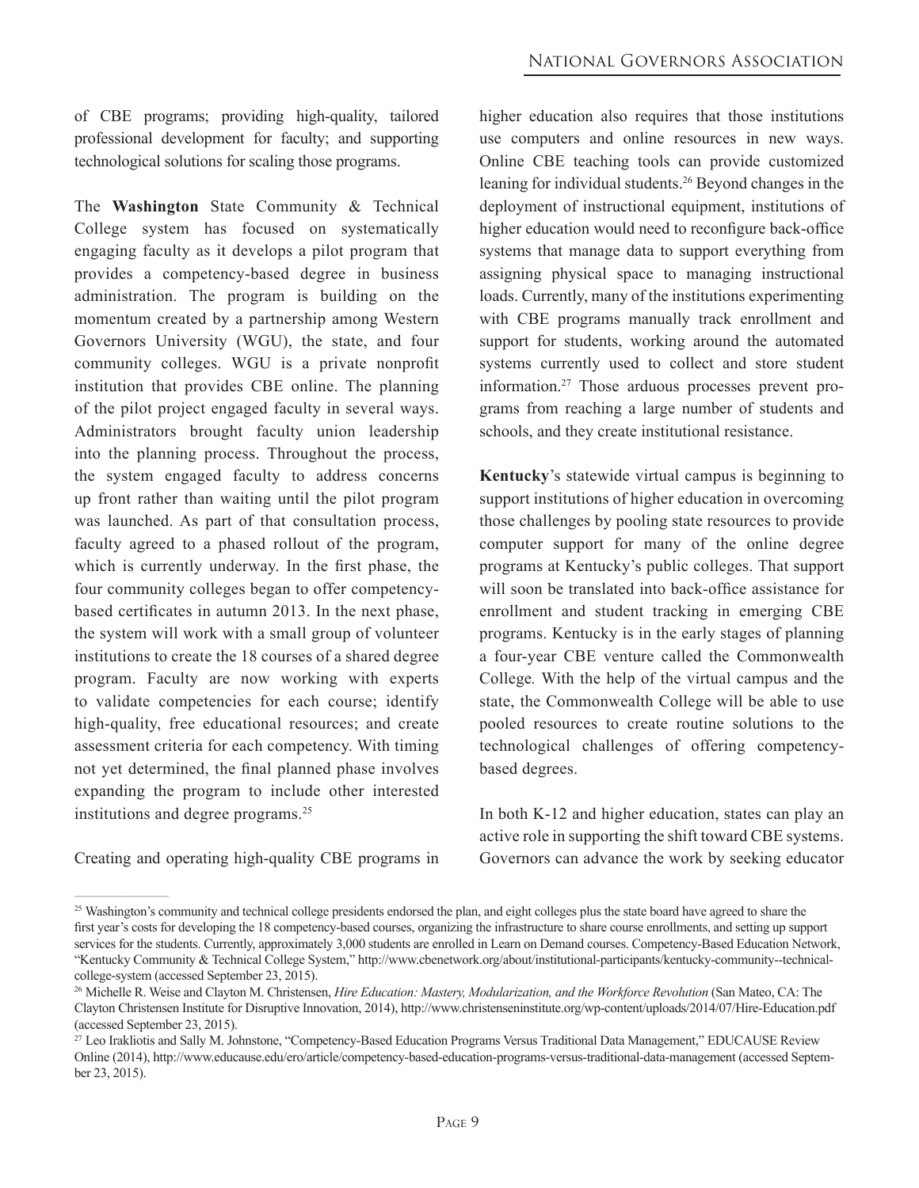of CBE programs; providing high-quality, tailored professional development for faculty; and supporting technological solutions for scaling those programs.

The **Washington** State Community & Technical College system has focused on systematically engaging faculty as it develops a pilot program that provides a competency-based degree in business administration. The program is building on the momentum created by a partnership among Western Governors University (WGU), the state, and four community colleges. WGU is a private nonprofit institution that provides CBE online. The planning of the pilot project engaged faculty in several ways. Administrators brought faculty union leadership into the planning process. Throughout the process, the system engaged faculty to address concerns up front rather than waiting until the pilot program was launched. As part of that consultation process, faculty agreed to a phased rollout of the program, which is currently underway. In the first phase, the four community colleges began to offer competency-based certificates in autumn 2013. In the next phase, the system will work with a small group of volunteer institutions to create the 18 courses of a shared degree program. Faculty are now working with experts to validate competencies for each course; identify high-quality, free educational resources; and create assessment criteria for each competency. With timing not yet determined, the final planned phase involves expanding the program to include other interested institutions and degree programs.[25]

Creating and operating high-quality CBE programs in higher education also requires that those institutions use computers and online resources in new ways. Online CBE teaching tools can provide customized leaning for individual students.[26] Beyond changes in the deployment of instructional equipment, institutions of higher education would need to reconfigure back-office systems that manage data to support everything from assigning physical space to managing instructional loads. Currently, many of the institutions experimenting with CBE programs manually track enrollment and support for students, working around the automated systems currently used to collect and store student information.[27] Those arduous processes prevent programs from reaching a large number of students and schools, and they create institutional resistance.

**Kentucky**'s statewide virtual campus is beginning to support institutions of higher education in overcoming those challenges by pooling state resources to provide computer support for many of the online degree programs at Kentucky's public colleges. That support will soon be translated into back-office assistance for enrollment and student tracking in emerging CBE programs. Kentucky is in the early stages of planning a four-year CBE venture called the Commonwealth College. With the help of the virtual campus and the state, the Commonwealth College will be able to use pooled resources to create routine solutions to the technological challenges of offering competency-based degrees.

In both K-12 and higher education, states can play an active role in supporting the shift toward CBE systems. Governors can advance the work by seeking educator

---

[25] Washington's community and technical college presidents endorsed the plan, and eight colleges plus the state board have agreed to share the first year's costs for developing the 18 competency-based courses, organizing the infrastructure to share course enrollments, and setting up support services for the students. Currently, approximately 3,000 students are enrolled in Learn on Demand courses. Competency-Based Education Network, "Kentucky Community & Technical College System," http://www.cbenetwork.org/about/institutional-participants/kentucky-community--technical-college-system (accessed September 23, 2015).

[26] Michelle R. Weise and Clayton M. Christensen, *Hire Education: Mastery, Modularization, and the Workforce Revolution* (San Mateo, CA: The Clayton Christensen Institute for Disruptive Innovation, 2014), http://www.christenseninstitute.org/wp-content/uploads/2014/07/Hire-Education.pdf (accessed September 23, 2015).

[27] Leo Irakliotis and Sally M. Johnstone, "Competency-Based Education Programs Versus Traditional Data Management," EDUCAUSE Review Online (2014), http://www.educause.edu/ero/article/competency-based-education-programs-versus-traditional-data-management (accessed September 23, 2015).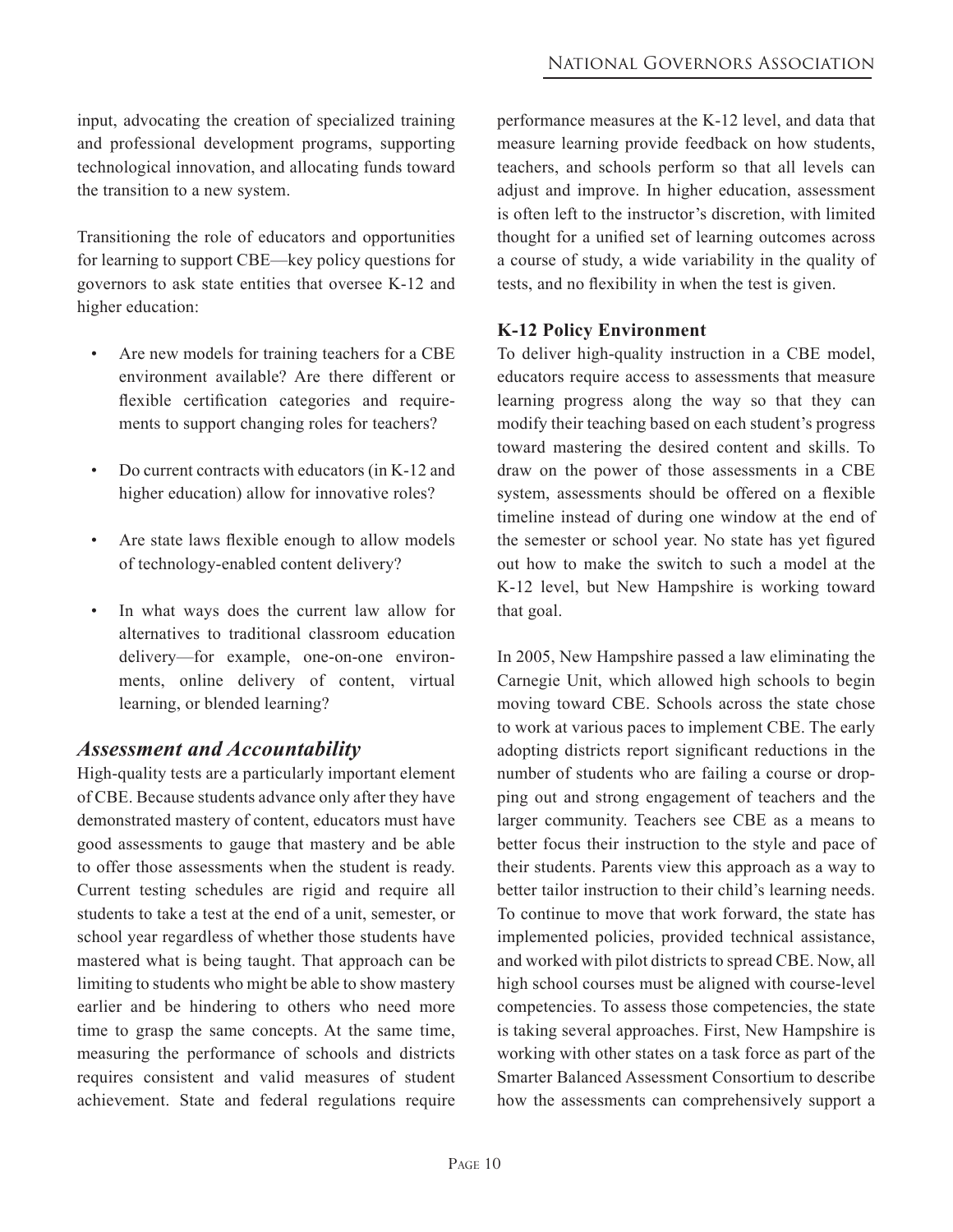input, advocating the creation of specialized training and professional development programs, supporting technological innovation, and allocating funds toward the transition to a new system.

Transitioning the role of educators and opportunities for learning to support CBE—key policy questions for governors to ask state entities that oversee K-12 and higher education:

- Are new models for training teachers for a CBE environment available? Are there different or flexible certification categories and requirements to support changing roles for teachers?
- Do current contracts with educators (in K-12 and higher education) allow for innovative roles?
- Are state laws flexible enough to allow models of technology-enabled content delivery?
- In what ways does the current law allow for alternatives to traditional classroom education delivery—for example, one-on-one environments, online delivery of content, virtual learning, or blended learning?

## *Assessment and Accountability*

High-quality tests are a particularly important element of CBE. Because students advance only after they have demonstrated mastery of content, educators must have good assessments to gauge that mastery and be able to offer those assessments when the student is ready. Current testing schedules are rigid and require all students to take a test at the end of a unit, semester, or school year regardless of whether those students have mastered what is being taught. That approach can be limiting to students who might be able to show mastery earlier and be hindering to others who need more time to grasp the same concepts. At the same time, measuring the performance of schools and districts requires consistent and valid measures of student achievement. State and federal regulations require performance measures at the K-12 level, and data that measure learning provide feedback on how students, teachers, and schools perform so that all levels can adjust and improve. In higher education, assessment is often left to the instructor's discretion, with limited thought for a unified set of learning outcomes across a course of study, a wide variability in the quality of tests, and no flexibility in when the test is given.

### K-12 Policy Environment

To deliver high-quality instruction in a CBE model, educators require access to assessments that measure learning progress along the way so that they can modify their teaching based on each student's progress toward mastering the desired content and skills. To draw on the power of those assessments in a CBE system, assessments should be offered on a flexible timeline instead of during one window at the end of the semester or school year. No state has yet figured out how to make the switch to such a model at the K-12 level, but New Hampshire is working toward that goal.

In 2005, New Hampshire passed a law eliminating the Carnegie Unit, which allowed high schools to begin moving toward CBE. Schools across the state chose to work at various paces to implement CBE. The early adopting districts report significant reductions in the number of students who are failing a course or dropping out and strong engagement of teachers and the larger community. Teachers see CBE as a means to better focus their instruction to the style and pace of their students. Parents view this approach as a way to better tailor instruction to their child's learning needs. To continue to move that work forward, the state has implemented policies, provided technical assistance, and worked with pilot districts to spread CBE. Now, all high school courses must be aligned with course-level competencies. To assess those competencies, the state is taking several approaches. First, New Hampshire is working with other states on a task force as part of the Smarter Balanced Assessment Consortium to describe how the assessments can comprehensively support a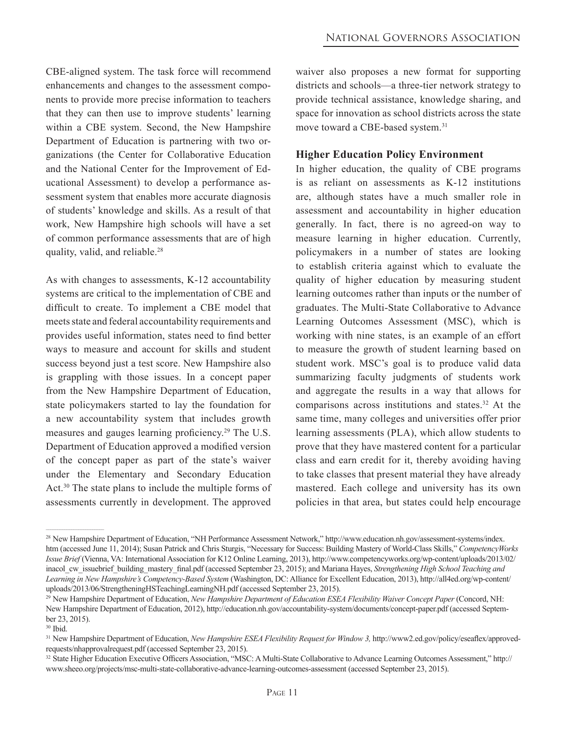CBE-aligned system. The task force will recommend enhancements and changes to the assessment components to provide more precise information to teachers that they can then use to improve students' learning within a CBE system. Second, the New Hampshire Department of Education is partnering with two organizations (the Center for Collaborative Education and the National Center for the Improvement of Educational Assessment) to develop a performance assessment system that enables more accurate diagnosis of students' knowledge and skills. As a result of that work, New Hampshire high schools will have a set of common performance assessments that are of high quality, valid, and reliable.[28]

As with changes to assessments, K-12 accountability systems are critical to the implementation of CBE and difficult to create. To implement a CBE model that meets state and federal accountability requirements and provides useful information, states need to find better ways to measure and account for skills and student success beyond just a test score. New Hampshire also is grappling with those issues. In a concept paper from the New Hampshire Department of Education, state policymakers started to lay the foundation for a new accountability system that includes growth measures and gauges learning proficiency.[29] The U.S. Department of Education approved a modified version of the concept paper as part of the state's waiver under the Elementary and Secondary Education Act.[30] The state plans to include the multiple forms of assessments currently in development. The approved waiver also proposes a new format for supporting districts and schools—a three-tier network strategy to provide technical assistance, knowledge sharing, and space for innovation as school districts across the state move toward a CBE-based system.[31]

### Higher Education Policy Environment

In higher education, the quality of CBE programs is as reliant on assessments as K-12 institutions are, although states have a much smaller role in assessment and accountability in higher education generally. In fact, there is no agreed-on way to measure learning in higher education. Currently, policymakers in a number of states are looking to establish criteria against which to evaluate the quality of higher education by measuring student learning outcomes rather than inputs or the number of graduates. The Multi-State Collaborative to Advance Learning Outcomes Assessment (MSC), which is working with nine states, is an example of an effort to measure the growth of student learning based on student work. MSC's goal is to produce valid data summarizing faculty judgments of students work and aggregate the results in a way that allows for comparisons across institutions and states.[32] At the same time, many colleges and universities offer prior learning assessments (PLA), which allow students to prove that they have mastered content for a particular class and earn credit for it, thereby avoiding having to take classes that present material they have already mastered. Each college and university has its own policies in that area, but states could help encourage

---

[28] New Hampshire Department of Education, "NH Performance Assessment Network," http://www.education.nh.gov/assessment-systems/index.htm (accessed June 11, 2014); Susan Patrick and Chris Sturgis, "Necessary for Success: Building Mastery of World-Class Skills," *CompetencyWorks Issue Brief* (Vienna, VA: International Association for K12 Online Learning, 2013), http://www.competencyworks.org/wp-content/uploads/2013/02/inacol_cw_issuebrief_building_mastery_final.pdf (accessed September 23, 2015); and Mariana Hayes, *Strengthening High School Teaching and Learning in New Hampshire's Competency-Based System* (Washington, DC: Alliance for Excellent Education, 2013), http://all4ed.org/wp-content/uploads/2013/06/StrengtheningHSTeachingLearningNH.pdf (accessed September 23, 2015).

[29] New Hampshire Department of Education, *New Hampshire Department of Education ESEA Flexibility Waiver Concept Paper* (Concord, NH: New Hampshire Department of Education, 2012), http://education.nh.gov/accountability-system/documents/concept-paper.pdf (accessed September 23, 2015).

[30] Ibid.

[31] New Hampshire Department of Education, *New Hampshire ESEA Flexibility Request for Window 3,* http://www2.ed.gov/policy/eseaflex/approved-requests/nhapprovalrequest.pdf (accessed September 23, 2015).

[32] State Higher Education Executive Officers Association, "MSC: A Multi-State Collaborative to Advance Learning Outcomes Assessment," http://www.sheeo.org/projects/msc-multi-state-collaborative-advance-learning-outcomes-assessment (accessed September 23, 2015).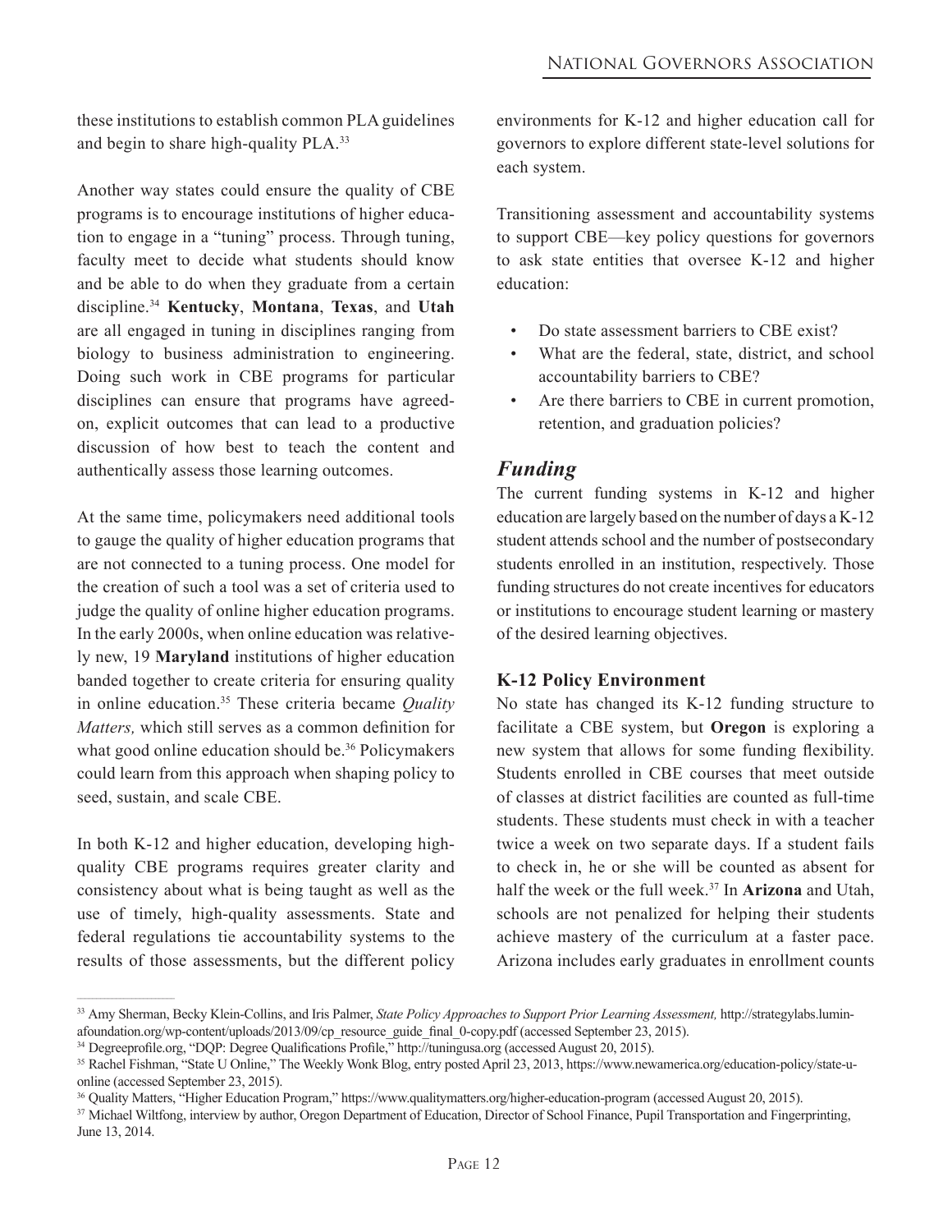these institutions to establish common PLA guidelines and begin to share high-quality PLA.[33]

Another way states could ensure the quality of CBE programs is to encourage institutions of higher education to engage in a "tuning" process. Through tuning, faculty meet to decide what students should know and be able to do when they graduate from a certain discipline.[34] **Kentucky**, **Montana**, **Texas**, and **Utah** are all engaged in tuning in disciplines ranging from biology to business administration to engineering. Doing such work in CBE programs for particular disciplines can ensure that programs have agreed-on, explicit outcomes that can lead to a productive discussion of how best to teach the content and authentically assess those learning outcomes.

At the same time, policymakers need additional tools to gauge the quality of higher education programs that are not connected to a tuning process. One model for the creation of such a tool was a set of criteria used to judge the quality of online higher education programs. In the early 2000s, when online education was relatively new, 19 **Maryland** institutions of higher education banded together to create criteria for ensuring quality in online education.[35] These criteria became *Quality Matters,* which still serves as a common definition for what good online education should be.[36] Policymakers could learn from this approach when shaping policy to seed, sustain, and scale CBE.

In both K-12 and higher education, developing high-quality CBE programs requires greater clarity and consistency about what is being taught as well as the use of timely, high-quality assessments. State and federal regulations tie accountability systems to the results of those assessments, but the different policy environments for K-12 and higher education call for governors to explore different state-level solutions for each system.

Transitioning assessment and accountability systems to support CBE—key policy questions for governors to ask state entities that oversee K-12 and higher education:

- Do state assessment barriers to CBE exist?
- What are the federal, state, district, and school accountability barriers to CBE?
- Are there barriers to CBE in current promotion, retention, and graduation policies?

## *Funding*

The current funding systems in K-12 and higher education are largely based on the number of days a K-12 student attends school and the number of postsecondary students enrolled in an institution, respectively. Those funding structures do not create incentives for educators or institutions to encourage student learning or mastery of the desired learning objectives.

### K-12 Policy Environment

No state has changed its K-12 funding structure to facilitate a CBE system, but **Oregon** is exploring a new system that allows for some funding flexibility. Students enrolled in CBE courses that meet outside of classes at district facilities are counted as full-time students. These students must check in with a teacher twice a week on two separate days. If a student fails to check in, he or she will be counted as absent for half the week or the full week.[37] In **Arizona** and Utah, schools are not penalized for helping their students achieve mastery of the curriculum at a faster pace. Arizona includes early graduates in enrollment counts

---

[33] Amy Sherman, Becky Klein-Collins, and Iris Palmer, *State Policy Approaches to Support Prior Learning Assessment,* http://strategylabs.luminafoundation.org/wp-content/uploads/2013/09/cp_resource_guide_final_0-copy.pdf (accessed September 23, 2015).

[34] Degreeprofile.org, "DQP: Degree Qualifications Profile," http://tuningusa.org (accessed August 20, 2015).

[35] Rachel Fishman, "State U Online," The Weekly Wonk Blog, entry posted April 23, 2013, https://www.newamerica.org/education-policy/state-u-online (accessed September 23, 2015).

[36] Quality Matters, "Higher Education Program," https://www.qualitymatters.org/higher-education-program (accessed August 20, 2015).

[37] Michael Wiltfong, interview by author, Oregon Department of Education, Director of School Finance, Pupil Transportation and Fingerprinting, June 13, 2014.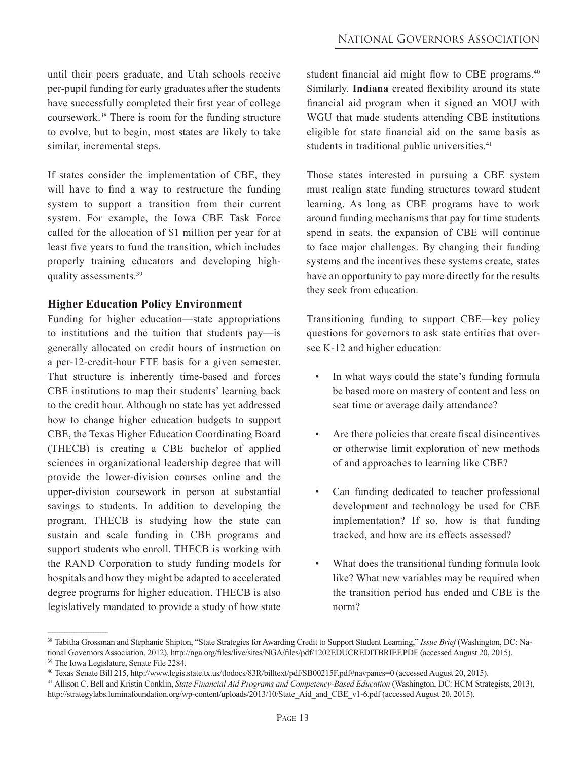until their peers graduate, and Utah schools receive per-pupil funding for early graduates after the students have successfully completed their first year of college coursework.[38] There is room for the funding structure to evolve, but to begin, most states are likely to take similar, incremental steps.

If states consider the implementation of CBE, they will have to find a way to restructure the funding system to support a transition from their current system. For example, the Iowa CBE Task Force called for the allocation of $1 million per year for at least five years to fund the transition, which includes properly training educators and developing high-quality assessments.[39]

### Higher Education Policy Environment

Funding for higher education—state appropriations to institutions and the tuition that students pay—is generally allocated on credit hours of instruction on a per-12-credit-hour FTE basis for a given semester. That structure is inherently time-based and forces CBE institutions to map their students' learning back to the credit hour. Although no state has yet addressed how to change higher education budgets to support CBE, the Texas Higher Education Coordinating Board (THECB) is creating a CBE bachelor of applied sciences in organizational leadership degree that will provide the lower-division courses online and the upper-division coursework in person at substantial savings to students. In addition to developing the program, THECB is studying how the state can sustain and scale funding in CBE programs and support students who enroll. THECB is working with the RAND Corporation to study funding models for hospitals and how they might be adapted to accelerated degree programs for higher education. THECB is also legislatively mandated to provide a study of how state student financial aid might flow to CBE programs.[40] Similarly, **Indiana** created flexibility around its state financial aid program when it signed an MOU with WGU that made students attending CBE institutions eligible for state financial aid on the same basis as students in traditional public universities.[41]

Those states interested in pursuing a CBE system must realign state funding structures toward student learning. As long as CBE programs have to work around funding mechanisms that pay for time students spend in seats, the expansion of CBE will continue to face major challenges. By changing their funding systems and the incentives these systems create, states have an opportunity to pay more directly for the results they seek from education.

Transitioning funding to support CBE—key policy questions for governors to ask state entities that oversee K-12 and higher education:

- In what ways could the state's funding formula be based more on mastery of content and less on seat time or average daily attendance?
- Are there policies that create fiscal disincentives or otherwise limit exploration of new methods of and approaches to learning like CBE?
- Can funding dedicated to teacher professional development and technology be used for CBE implementation? If so, how is that funding tracked, and how are its effects assessed?
- What does the transitional funding formula look like? What new variables may be required when the transition period has ended and CBE is the norm?

---

[38] Tabitha Grossman and Stephanie Shipton, "State Strategies for Awarding Credit to Support Student Learning," *Issue Brief* (Washington, DC: National Governors Association, 2012), http://nga.org/files/live/sites/NGA/files/pdf/1202EDUCREDITBRIEF.PDF (accessed August 20, 2015).

[39] The Iowa Legislature, Senate File 2284.

[40] Texas Senate Bill 215, http://www.legis.state.tx.us/tlodocs/83R/billtext/pdf/SB00215F.pdf#navpanes=0 (accessed August 20, 2015).

[41] Allison C. Bell and Kristin Conklin, *State Financial Aid Programs and Competency-Based Education* (Washington, DC: HCM Strategists, 2013), http://strategylabs.luminafoundation.org/wp-content/uploads/2013/10/State_Aid_and_CBE_v1-6.pdf (accessed August 20, 2015).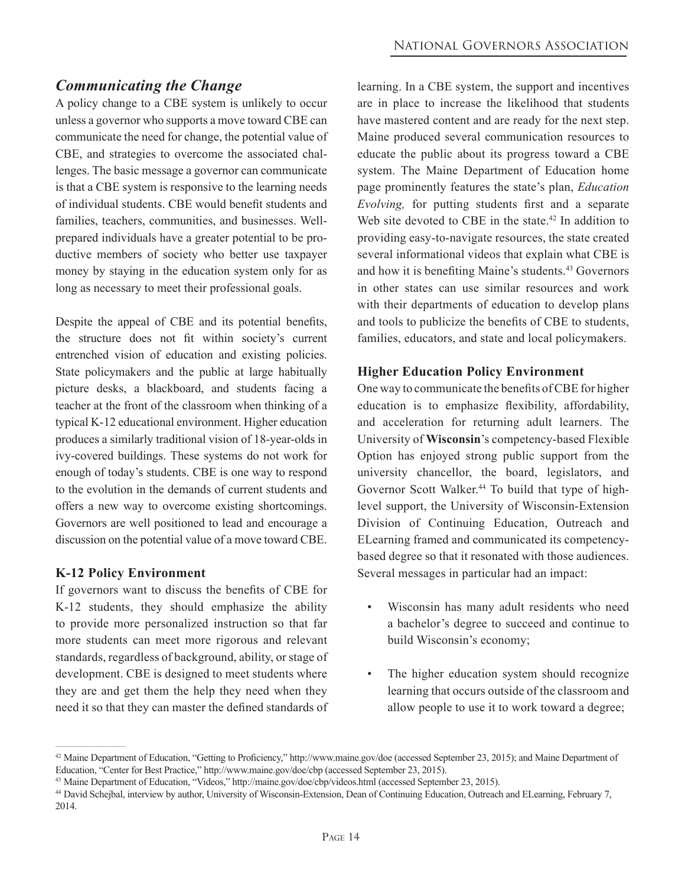## *Communicating the Change*

A policy change to a CBE system is unlikely to occur unless a governor who supports a move toward CBE can communicate the need for change, the potential value of CBE, and strategies to overcome the associated challenges. The basic message a governor can communicate is that a CBE system is responsive to the learning needs of individual students. CBE would benefit students and families, teachers, communities, and businesses. Well-prepared individuals have a greater potential to be productive members of society who better use taxpayer money by staying in the education system only for as long as necessary to meet their professional goals.

Despite the appeal of CBE and its potential benefits, the structure does not fit within society's current entrenched vision of education and existing policies. State policymakers and the public at large habitually picture desks, a blackboard, and students facing a teacher at the front of the classroom when thinking of a typical K-12 educational environment. Higher education produces a similarly traditional vision of 18-year-olds in ivy-covered buildings. These systems do not work for enough of today's students. CBE is one way to respond to the evolution in the demands of current students and offers a new way to overcome existing shortcomings. Governors are well positioned to lead and encourage a discussion on the potential value of a move toward CBE.

### K-12 Policy Environment

If governors want to discuss the benefits of CBE for K-12 students, they should emphasize the ability to provide more personalized instruction so that far more students can meet more rigorous and relevant standards, regardless of background, ability, or stage of development. CBE is designed to meet students where they are and get them the help they need when they need it so that they can master the defined standards of learning. In a CBE system, the support and incentives are in place to increase the likelihood that students have mastered content and are ready for the next step. Maine produced several communication resources to educate the public about its progress toward a CBE system. The Maine Department of Education home page prominently features the state's plan, *Education Evolving,* for putting students first and a separate Web site devoted to CBE in the state.[42] In addition to providing easy-to-navigate resources, the state created several informational videos that explain what CBE is and how it is benefiting Maine's students.[43] Governors in other states can use similar resources and work with their departments of education to develop plans and tools to publicize the benefits of CBE to students, families, educators, and state and local policymakers.

### Higher Education Policy Environment

One way to communicate the benefits of CBE for higher education is to emphasize flexibility, affordability, and acceleration for returning adult learners. The University of **Wisconsin**'s competency-based Flexible Option has enjoyed strong public support from the university chancellor, the board, legislators, and Governor Scott Walker.[44] To build that type of high-level support, the University of Wisconsin-Extension Division of Continuing Education, Outreach and ELearning framed and communicated its competency-based degree so that it resonated with those audiences. Several messages in particular had an impact:

- Wisconsin has many adult residents who need a bachelor's degree to succeed and continue to build Wisconsin's economy;
- The higher education system should recognize learning that occurs outside of the classroom and allow people to use it to work toward a degree;

---

[42] Maine Department of Education, "Getting to Proficiency," http://www.maine.gov/doe (accessed September 23, 2015); and Maine Department of Education, "Center for Best Practice," http://www.maine.gov/doe/cbp (accessed September 23, 2015).

[43] Maine Department of Education, "Videos," http://maine.gov/doe/cbp/videos.html (accessed September 23, 2015).

[44] David Schejbal, interview by author, University of Wisconsin-Extension, Dean of Continuing Education, Outreach and ELearning, February 7, 2014.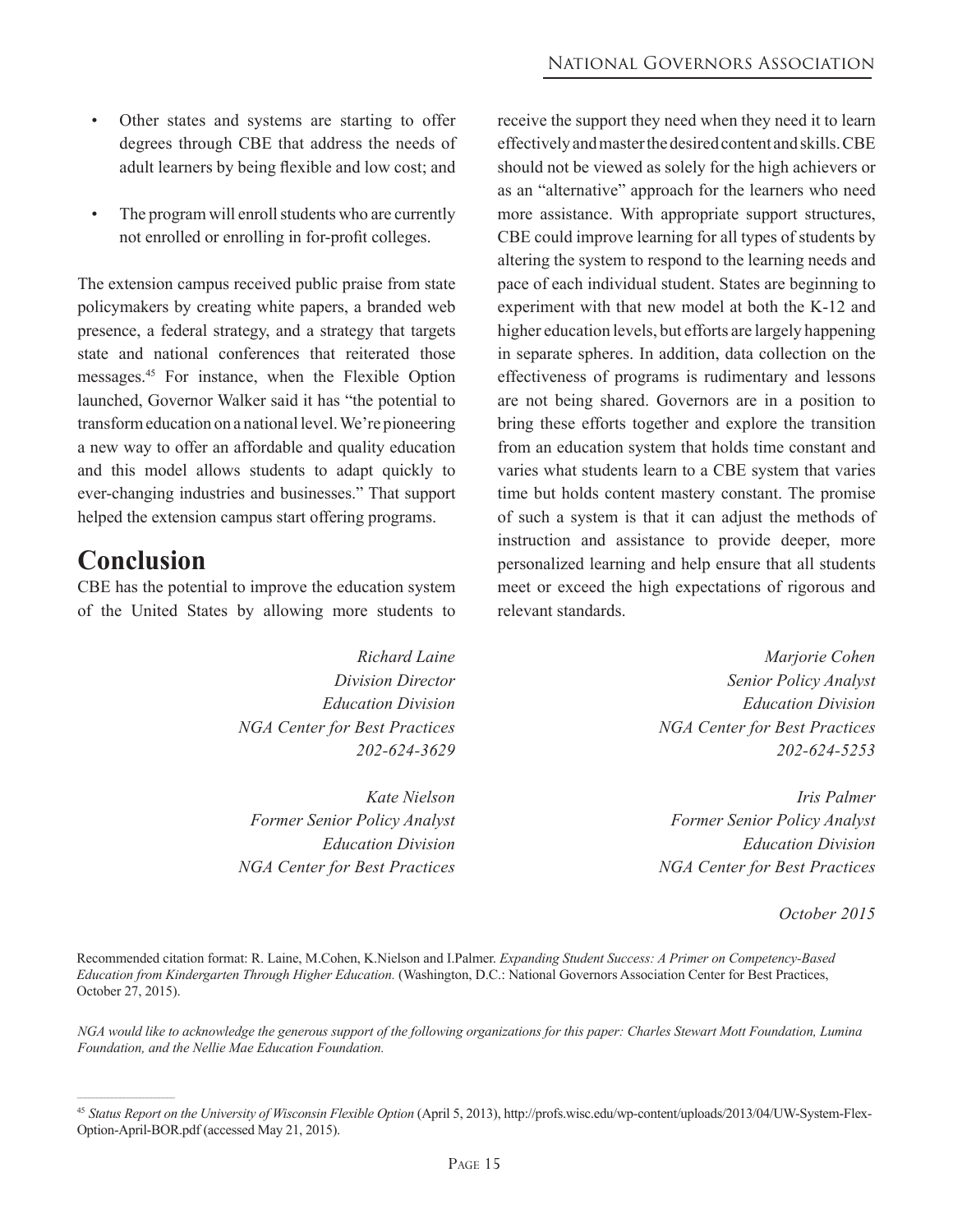- Other states and systems are starting to offer degrees through CBE that address the needs of adult learners by being flexible and low cost; and
- The program will enroll students who are currently not enrolled or enrolling in for-profit colleges.

The extension campus received public praise from state policymakers by creating white papers, a branded web presence, a federal strategy, and a strategy that targets state and national conferences that reiterated those messages.[45] For instance, when the Flexible Option launched, Governor Walker said it has "the potential to transform education on a national level. We're pioneering a new way to offer an affordable and quality education and this model allows students to adapt quickly to ever-changing industries and businesses." That support helped the extension campus start offering programs.

## Conclusion

CBE has the potential to improve the education system of the United States by allowing more students to receive the support they need when they need it to learn effectively and master the desired content and skills. CBE should not be viewed as solely for the high achievers or as an "alternative" approach for the learners who need more assistance. With appropriate support structures, CBE could improve learning for all types of students by altering the system to respond to the learning needs and pace of each individual student. States are beginning to experiment with that new model at both the K-12 and higher education levels, but efforts are largely happening in separate spheres. In addition, data collection on the effectiveness of programs is rudimentary and lessons are not being shared. Governors are in a position to bring these efforts together and explore the transition from an education system that holds time constant and varies what students learn to a CBE system that varies time but holds content mastery constant. The promise of such a system is that it can adjust the methods of instruction and assistance to provide deeper, more personalized learning and help ensure that all students meet or exceed the high expectations of rigorous and relevant standards.

*Richard Laine*
*Division Director*
*Education Division*
*NGA Center for Best Practices*
*202-624-3629*

*Marjorie Cohen*
*Senior Policy Analyst*
*Education Division*
*NGA Center for Best Practices*
*202-624-5253*

*Kate Nielson*
*Former Senior Policy Analyst*
*Education Division*
*NGA Center for Best Practices*

*Iris Palmer*
*Former Senior Policy Analyst*
*Education Division*
*NGA Center for Best Practices*

*October 2015*

Recommended citation format: R. Laine, M.Cohen, K.Nielson and I.Palmer. *Expanding Student Success: A Primer on Competency-Based Education from Kindergarten Through Higher Education.* (Washington, D.C.: National Governors Association Center for Best Practices, October 27, 2015).

*NGA would like to acknowledge the generous support of the following organizations for this paper: Charles Stewart Mott Foundation, Lumina Foundation, and the Nellie Mae Education Foundation.*

[45] *Status Report on the University of Wisconsin Flexible Option* (April 5, 2013), http://profs.wisc.edu/wp-content/uploads/2013/04/UW-System-Flex-Option-April-BOR.pdf (accessed May 21, 2015).